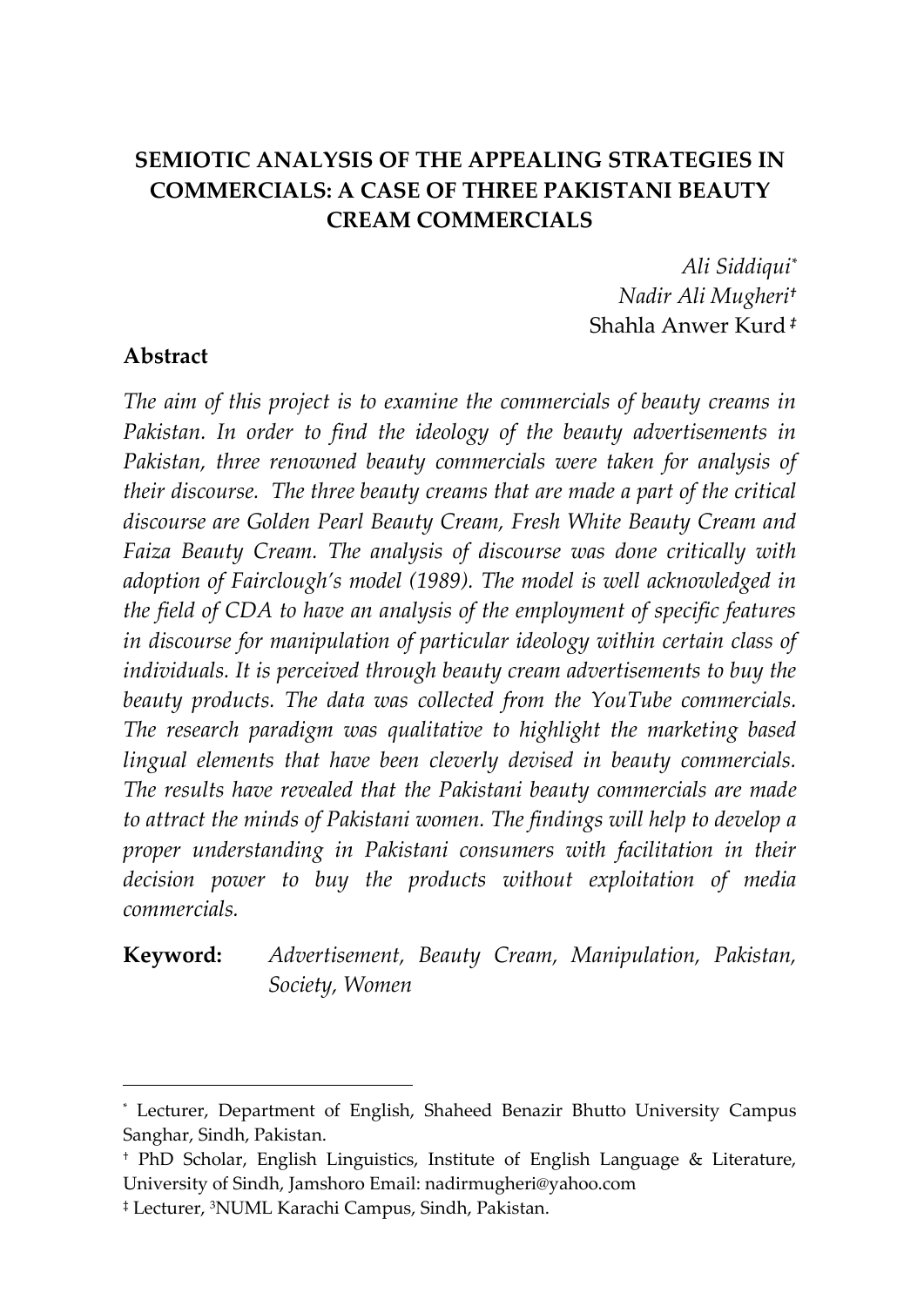# SEMIOTIC ANALYSIS OF THE APPEALING STRATEGIES IN COMMERCIALS: A CASE OF THREE PAKISTANI BEAUTY CREAM COMMERCIALS

*Ali Siddiqui*[*]
*Nadir Ali Mugheri*[†]
Shahla Anwer Kurd[‡]

## Abstract

*The aim of this project is to examine the commercials of beauty creams in Pakistan. In order to find the ideology of the beauty advertisements in Pakistan, three renowned beauty commercials were taken for analysis of their discourse. The three beauty creams that are made a part of the critical discourse are Golden Pearl Beauty Cream, Fresh White Beauty Cream and Faiza Beauty Cream. The analysis of discourse was done critically with adoption of Fairclough's model (1989). The model is well acknowledged in the field of CDA to have an analysis of the employment of specific features in discourse for manipulation of particular ideology within certain class of individuals. It is perceived through beauty cream advertisements to buy the beauty products. The data was collected from the YouTube commercials. The research paradigm was qualitative to highlight the marketing based lingual elements that have been cleverly devised in beauty commercials. The results have revealed that the Pakistani beauty commercials are made to attract the minds of Pakistani women. The findings will help to develop a proper understanding in Pakistani consumers with facilitation in their decision power to buy the products without exploitation of media commercials.*

**Keyword:** *Advertisement, Beauty Cream, Manipulation, Pakistan, Society, Women*

---

[*] Lecturer, Department of English, Shaheed Benazir Bhutto University Campus Sanghar, Sindh, Pakistan.

[†] PhD Scholar, English Linguistics, Institute of English Language & Literature, University of Sindh, Jamshoro Email: nadirmugheri@yahoo.com

[‡] Lecturer, [3]NUML Karachi Campus, Sindh, Pakistan.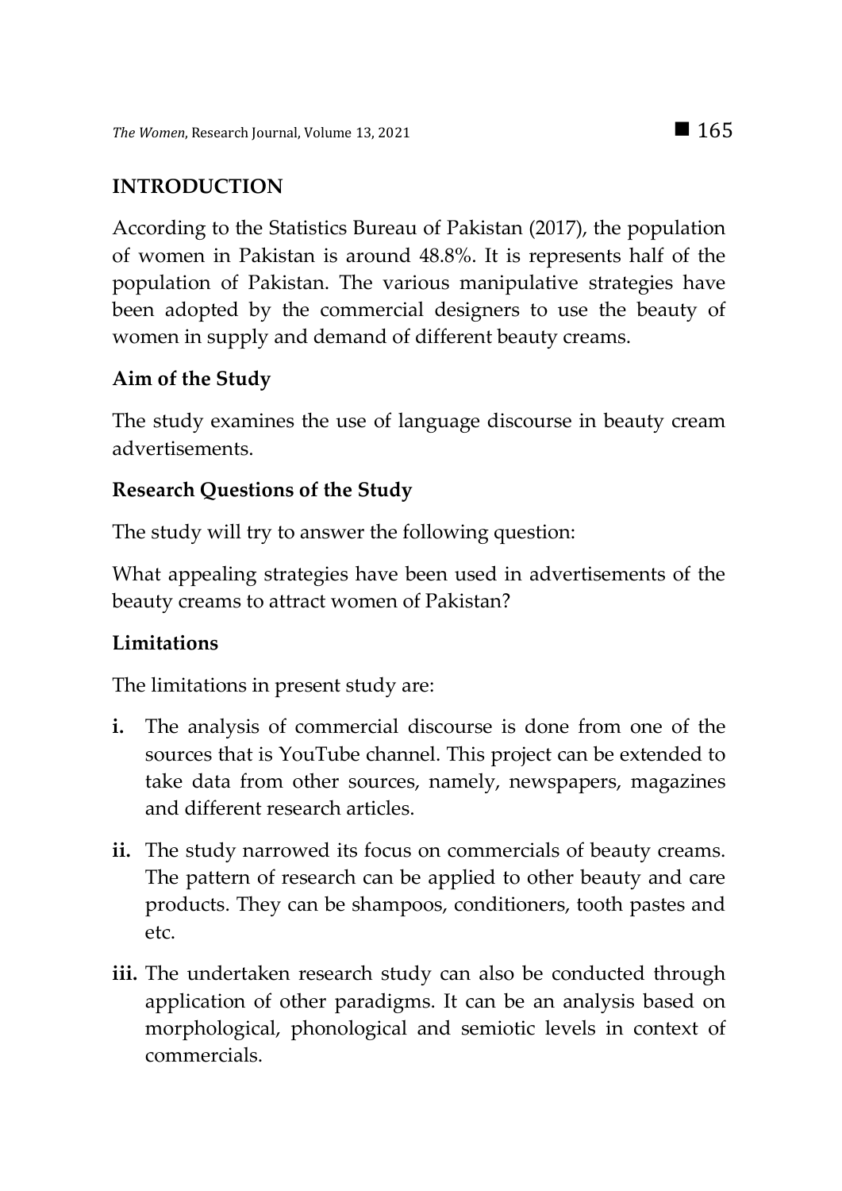## INTRODUCTION

According to the Statistics Bureau of Pakistan (2017), the population of women in Pakistan is around 48.8%. It is represents half of the population of Pakistan. The various manipulative strategies have been adopted by the commercial designers to use the beauty of women in supply and demand of different beauty creams.

### Aim of the Study

The study examines the use of language discourse in beauty cream advertisements.

### Research Questions of the Study

The study will try to answer the following question:

What appealing strategies have been used in advertisements of the beauty creams to attract women of Pakistan?

### Limitations

The limitations in present study are:

- **i.** The analysis of commercial discourse is done from one of the sources that is YouTube channel. This project can be extended to take data from other sources, namely, newspapers, magazines and different research articles.
- **ii.** The study narrowed its focus on commercials of beauty creams. The pattern of research can be applied to other beauty and care products. They can be shampoos, conditioners, tooth pastes and etc.
- **iii.** The undertaken research study can also be conducted through application of other paradigms. It can be an analysis based on morphological, phonological and semiotic levels in context of commercials.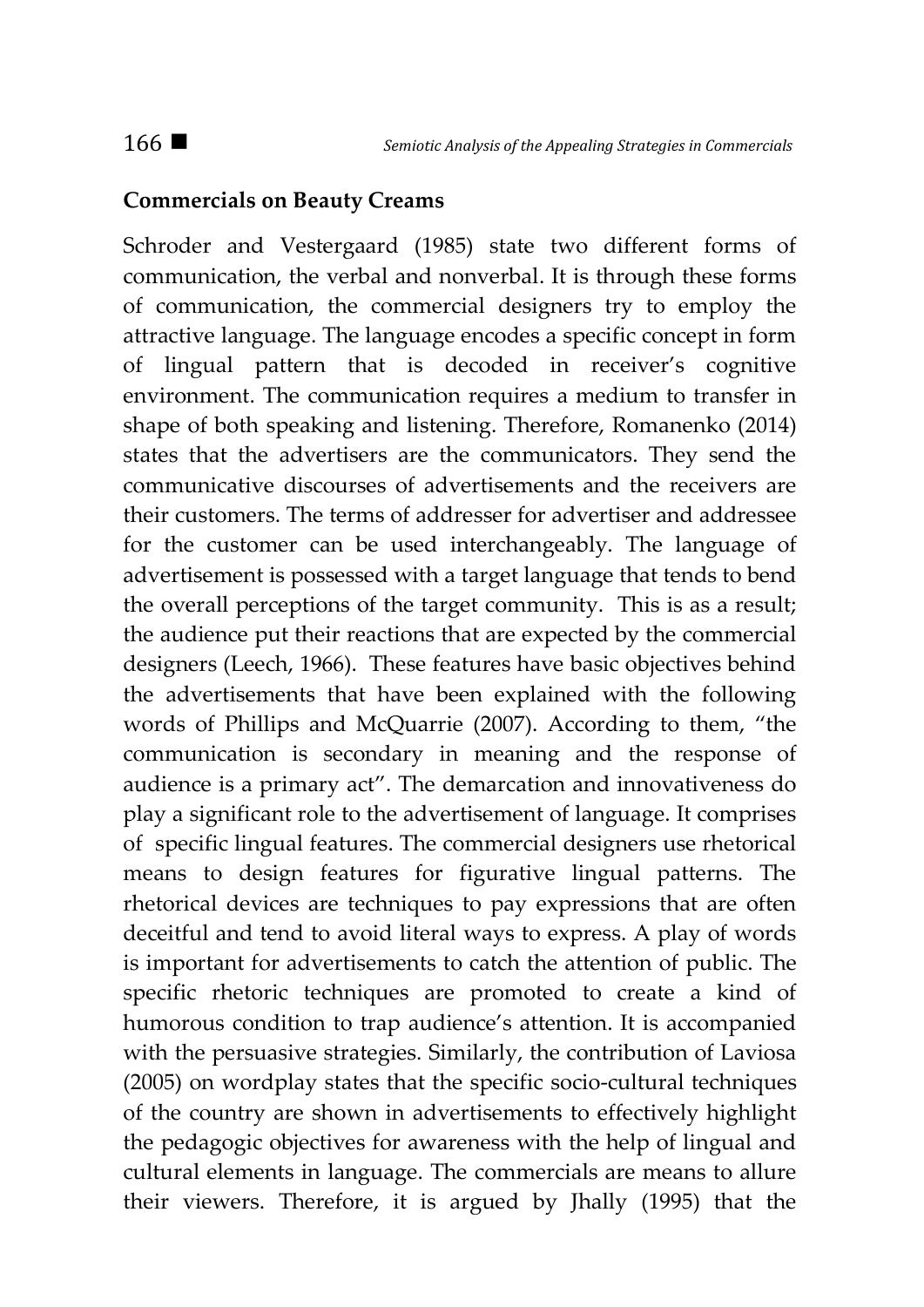## Commercials on Beauty Creams

Schroder and Vestergaard (1985) state two different forms of communication, the verbal and nonverbal. It is through these forms of communication, the commercial designers try to employ the attractive language. The language encodes a specific concept in form of lingual pattern that is decoded in receiver's cognitive environment. The communication requires a medium to transfer in shape of both speaking and listening. Therefore, Romanenko (2014) states that the advertisers are the communicators. They send the communicative discourses of advertisements and the receivers are their customers. The terms of addresser for advertiser and addressee for the customer can be used interchangeably. The language of advertisement is possessed with a target language that tends to bend the overall perceptions of the target community. This is as a result; the audience put their reactions that are expected by the commercial designers (Leech, 1966). These features have basic objectives behind the advertisements that have been explained with the following words of Phillips and McQuarrie (2007). According to them, "the communication is secondary in meaning and the response of audience is a primary act". The demarcation and innovativeness do play a significant role to the advertisement of language. It comprises of specific lingual features. The commercial designers use rhetorical means to design features for figurative lingual patterns. The rhetorical devices are techniques to pay expressions that are often deceitful and tend to avoid literal ways to express. A play of words is important for advertisements to catch the attention of public. The specific rhetoric techniques are promoted to create a kind of humorous condition to trap audience's attention. It is accompanied with the persuasive strategies. Similarly, the contribution of Laviosa (2005) on wordplay states that the specific socio-cultural techniques of the country are shown in advertisements to effectively highlight the pedagogic objectives for awareness with the help of lingual and cultural elements in language. The commercials are means to allure their viewers. Therefore, it is argued by Jhally (1995) that the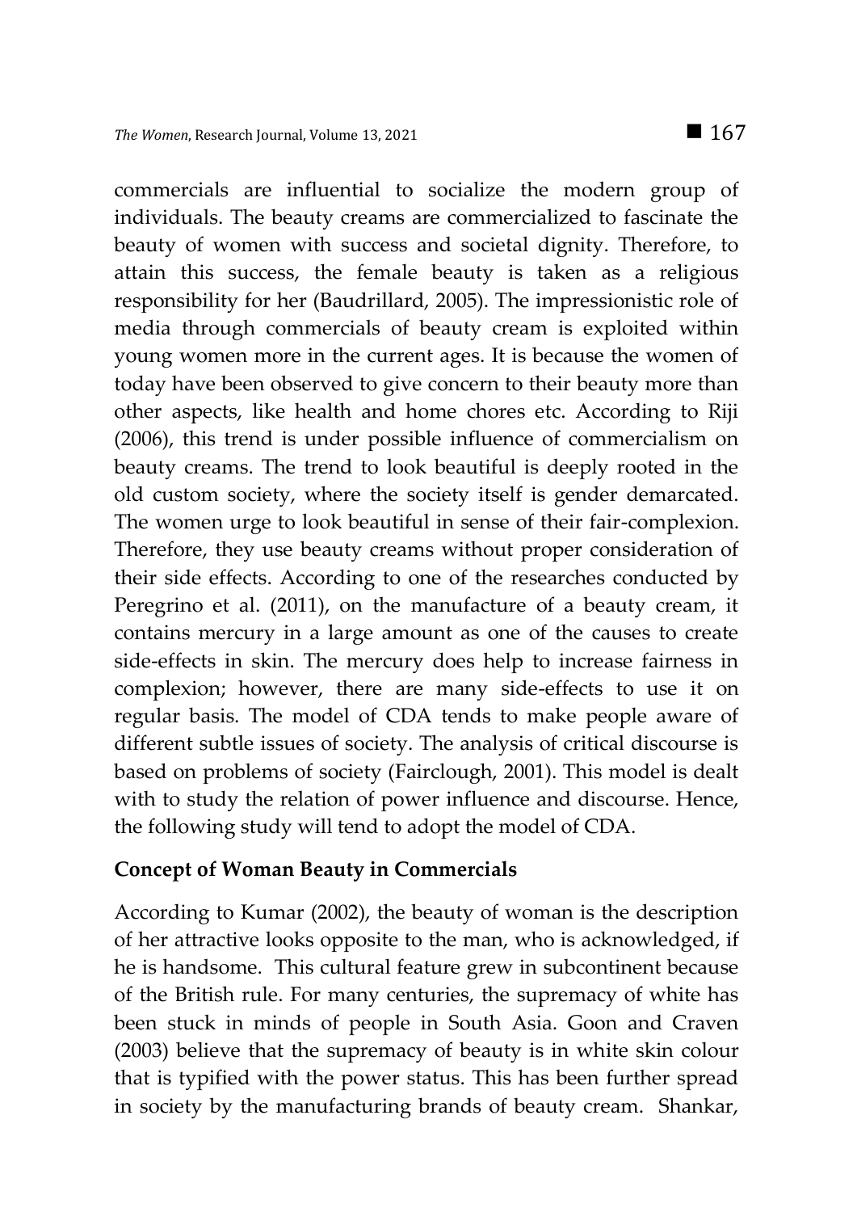commercials are influential to socialize the modern group of individuals. The beauty creams are commercialized to fascinate the beauty of women with success and societal dignity. Therefore, to attain this success, the female beauty is taken as a religious responsibility for her (Baudrillard, 2005). The impressionistic role of media through commercials of beauty cream is exploited within young women more in the current ages. It is because the women of today have been observed to give concern to their beauty more than other aspects, like health and home chores etc. According to Riji (2006), this trend is under possible influence of commercialism on beauty creams. The trend to look beautiful is deeply rooted in the old custom society, where the society itself is gender demarcated. The women urge to look beautiful in sense of their fair-complexion. Therefore, they use beauty creams without proper consideration of their side effects. According to one of the researches conducted by Peregrino et al. (2011), on the manufacture of a beauty cream, it contains mercury in a large amount as one of the causes to create side-effects in skin. The mercury does help to increase fairness in complexion; however, there are many side-effects to use it on regular basis. The model of CDA tends to make people aware of different subtle issues of society. The analysis of critical discourse is based on problems of society (Fairclough, 2001). This model is dealt with to study the relation of power influence and discourse. Hence, the following study will tend to adopt the model of CDA.

### Concept of Woman Beauty in Commercials

According to Kumar (2002), the beauty of woman is the description of her attractive looks opposite to the man, who is acknowledged, if he is handsome. This cultural feature grew in subcontinent because of the British rule. For many centuries, the supremacy of white has been stuck in minds of people in South Asia. Goon and Craven (2003) believe that the supremacy of beauty is in white skin colour that is typified with the power status. This has been further spread in society by the manufacturing brands of beauty cream. Shankar,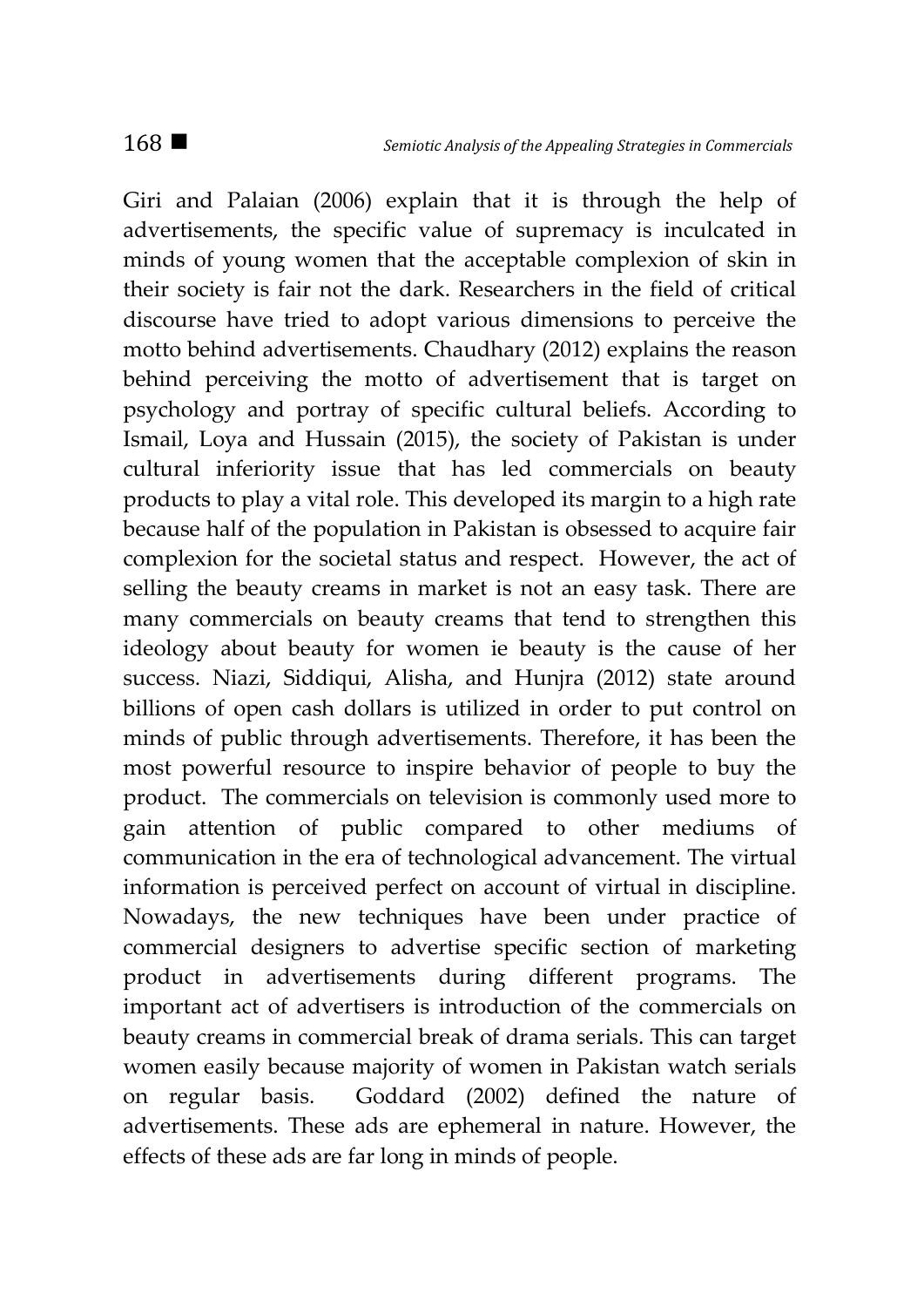Giri and Palaian (2006) explain that it is through the help of advertisements, the specific value of supremacy is inculcated in minds of young women that the acceptable complexion of skin in their society is fair not the dark. Researchers in the field of critical discourse have tried to adopt various dimensions to perceive the motto behind advertisements. Chaudhary (2012) explains the reason behind perceiving the motto of advertisement that is target on psychology and portray of specific cultural beliefs. According to Ismail, Loya and Hussain (2015), the society of Pakistan is under cultural inferiority issue that has led commercials on beauty products to play a vital role. This developed its margin to a high rate because half of the population in Pakistan is obsessed to acquire fair complexion for the societal status and respect. However, the act of selling the beauty creams in market is not an easy task. There are many commercials on beauty creams that tend to strengthen this ideology about beauty for women ie beauty is the cause of her success. Niazi, Siddiqui, Alisha, and Hunjra (2012) state around billions of open cash dollars is utilized in order to put control on minds of public through advertisements. Therefore, it has been the most powerful resource to inspire behavior of people to buy the product. The commercials on television is commonly used more to gain attention of public compared to other mediums of communication in the era of technological advancement. The virtual information is perceived perfect on account of virtual in discipline. Nowadays, the new techniques have been under practice of commercial designers to advertise specific section of marketing product in advertisements during different programs. The important act of advertisers is introduction of the commercials on beauty creams in commercial break of drama serials. This can target women easily because majority of women in Pakistan watch serials on regular basis. Goddard (2002) defined the nature of advertisements. These ads are ephemeral in nature. However, the effects of these ads are far long in minds of people.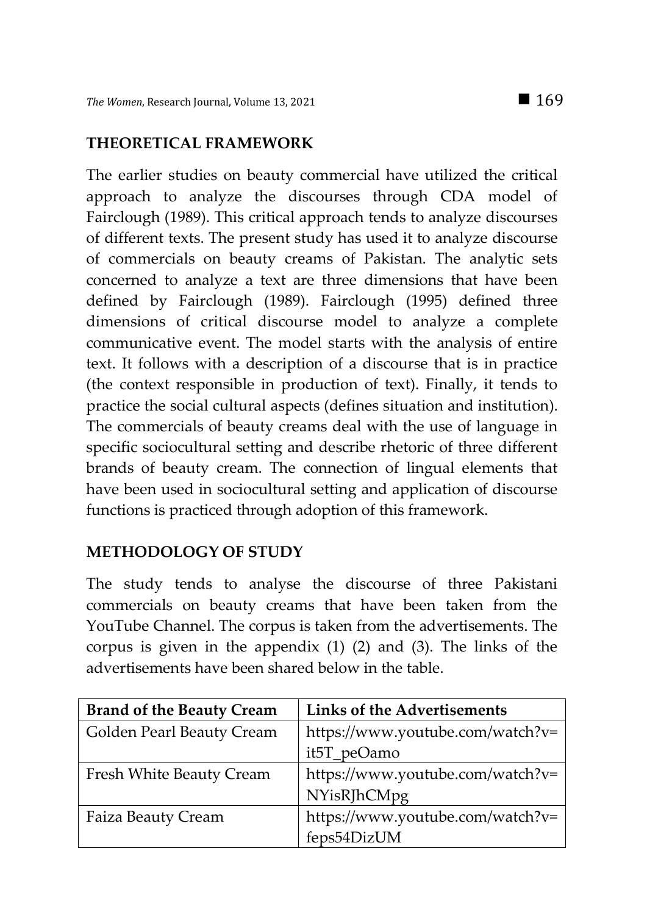## THEORETICAL FRAMEWORK

The earlier studies on beauty commercial have utilized the critical approach to analyze the discourses through CDA model of Fairclough (1989). This critical approach tends to analyze discourses of different texts. The present study has used it to analyze discourse of commercials on beauty creams of Pakistan. The analytic sets concerned to analyze a text are three dimensions that have been defined by Fairclough (1989). Fairclough (1995) defined three dimensions of critical discourse model to analyze a complete communicative event. The model starts with the analysis of entire text. It follows with a description of a discourse that is in practice (the context responsible in production of text). Finally, it tends to practice the social cultural aspects (defines situation and institution). The commercials of beauty creams deal with the use of language in specific sociocultural setting and describe rhetoric of three different brands of beauty cream. The connection of lingual elements that have been used in sociocultural setting and application of discourse functions is practiced through adoption of this framework.

## METHODOLOGY OF STUDY

The study tends to analyse the discourse of three Pakistani commercials on beauty creams that have been taken from the YouTube Channel. The corpus is taken from the advertisements. The corpus is given in the appendix (1) (2) and (3). The links of the advertisements have been shared below in the table.

| Brand of the Beauty Cream | Links of the Advertisements |
| --- | --- |
| Golden Pearl Beauty Cream | https://www.youtube.com/watch?v=it5T_peOamo |
| Fresh White Beauty Cream | https://www.youtube.com/watch?v=NYisRJhCMpg |
| Faiza Beauty Cream | https://www.youtube.com/watch?v=feps54DizUM |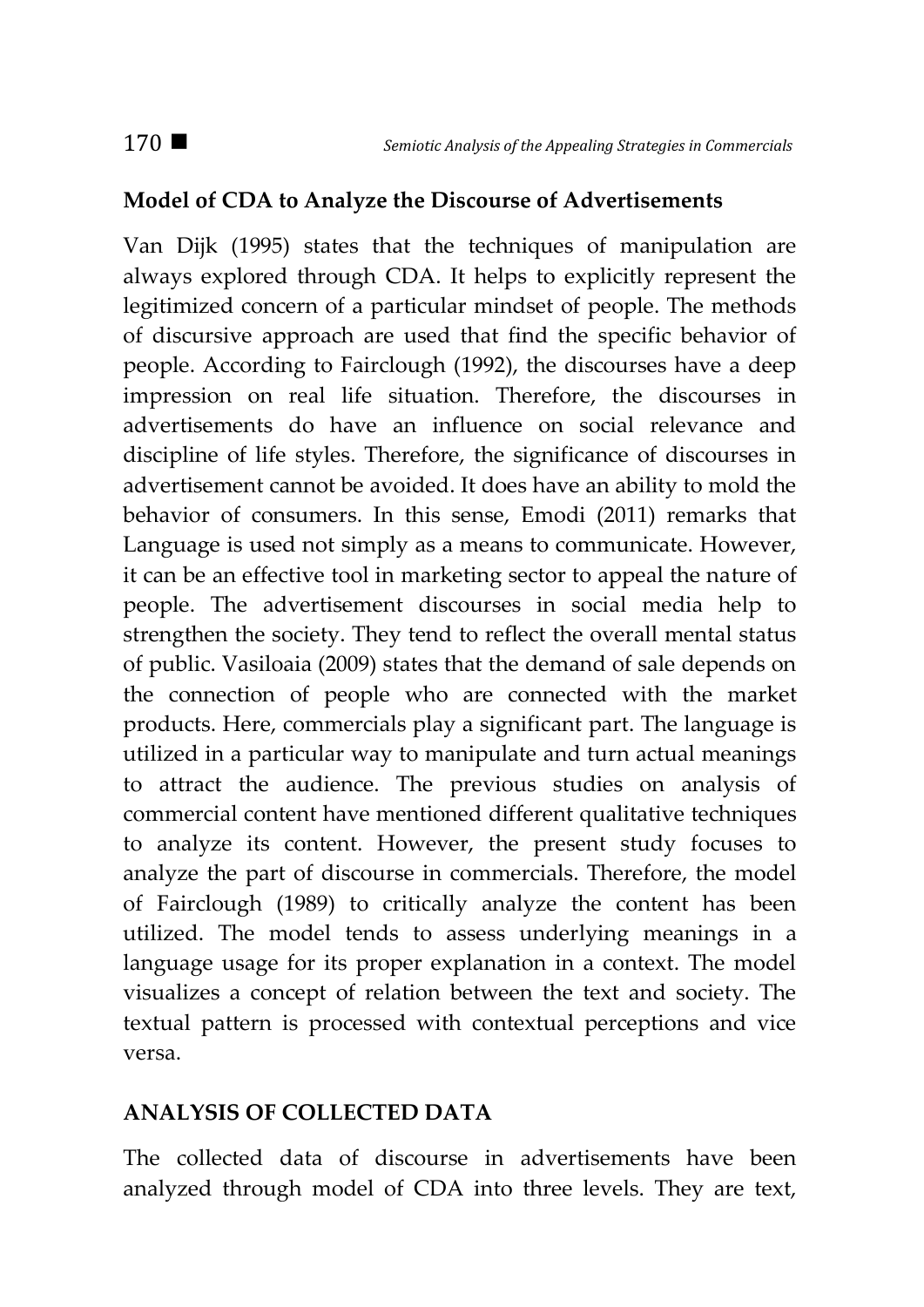## Model of CDA to Analyze the Discourse of Advertisements

Van Dijk (1995) states that the techniques of manipulation are always explored through CDA. It helps to explicitly represent the legitimized concern of a particular mindset of people. The methods of discursive approach are used that find the specific behavior of people. According to Fairclough (1992), the discourses have a deep impression on real life situation. Therefore, the discourses in advertisements do have an influence on social relevance and discipline of life styles. Therefore, the significance of discourses in advertisement cannot be avoided. It does have an ability to mold the behavior of consumers. In this sense, Emodi (2011) remarks that Language is used not simply as a means to communicate. However, it can be an effective tool in marketing sector to appeal the nature of people. The advertisement discourses in social media help to strengthen the society. They tend to reflect the overall mental status of public. Vasiloaia (2009) states that the demand of sale depends on the connection of people who are connected with the market products. Here, commercials play a significant part. The language is utilized in a particular way to manipulate and turn actual meanings to attract the audience. The previous studies on analysis of commercial content have mentioned different qualitative techniques to analyze its content. However, the present study focuses to analyze the part of discourse in commercials. Therefore, the model of Fairclough (1989) to critically analyze the content has been utilized. The model tends to assess underlying meanings in a language usage for its proper explanation in a context. The model visualizes a concept of relation between the text and society. The textual pattern is processed with contextual perceptions and vice versa.

## ANALYSIS OF COLLECTED DATA

The collected data of discourse in advertisements have been analyzed through model of CDA into three levels. They are text,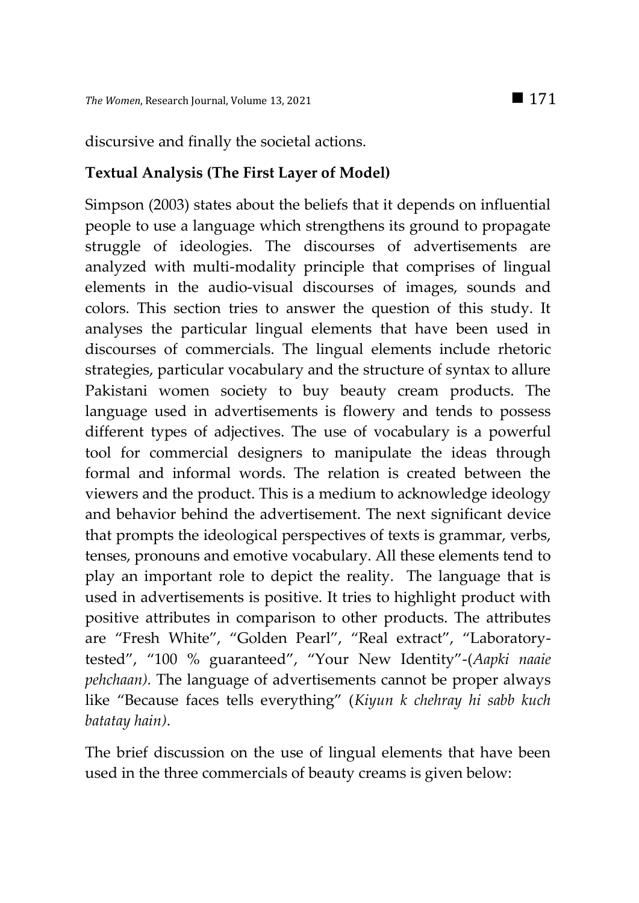discursive and finally the societal actions.

## Textual Analysis (The First Layer of Model)

Simpson (2003) states about the beliefs that it depends on influential people to use a language which strengthens its ground to propagate struggle of ideologies. The discourses of advertisements are analyzed with multi-modality principle that comprises of lingual elements in the audio-visual discourses of images, sounds and colors. This section tries to answer the question of this study. It analyses the particular lingual elements that have been used in discourses of commercials. The lingual elements include rhetoric strategies, particular vocabulary and the structure of syntax to allure Pakistani women society to buy beauty cream products. The language used in advertisements is flowery and tends to possess different types of adjectives. The use of vocabulary is a powerful tool for commercial designers to manipulate the ideas through formal and informal words. The relation is created between the viewers and the product. This is a medium to acknowledge ideology and behavior behind the advertisement. The next significant device that prompts the ideological perspectives of texts is grammar, verbs, tenses, pronouns and emotive vocabulary. All these elements tend to play an important role to depict the reality. The language that is used in advertisements is positive. It tries to highlight product with positive attributes in comparison to other products. The attributes are "Fresh White", "Golden Pearl", "Real extract", "Laboratory-tested", "100 % guaranteed", "Your New Identity"-(*Aapki naaie pehchaan).* The language of advertisements cannot be proper always like "Because faces tells everything" (*Kiyun k chehray hi sabb kuch batatay hain)*.

The brief discussion on the use of lingual elements that have been used in the three commercials of beauty creams is given below: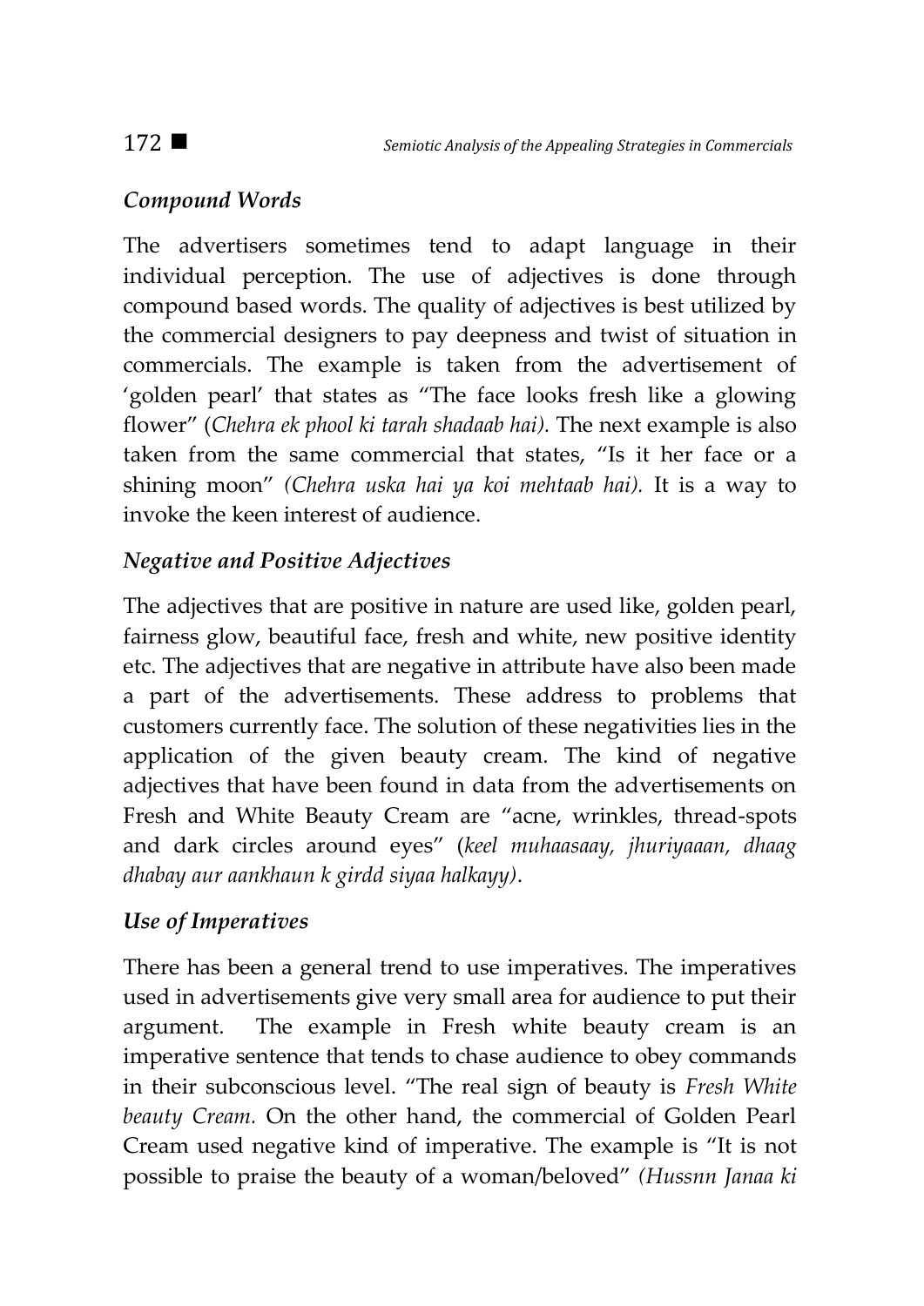### *Compound Words*

The advertisers sometimes tend to adapt language in their individual perception. The use of adjectives is done through compound based words. The quality of adjectives is best utilized by the commercial designers to pay deepness and twist of situation in commercials. The example is taken from the advertisement of 'golden pearl' that states as "The face looks fresh like a glowing flower" (*Chehra ek phool ki tarah shadaab hai).* The next example is also taken from the same commercial that states, "Is it her face or a shining moon" *(Chehra uska hai ya koi mehtaab hai).* It is a way to invoke the keen interest of audience.

### *Negative and Positive Adjectives*

The adjectives that are positive in nature are used like, golden pearl, fairness glow, beautiful face, fresh and white, new positive identity etc. The adjectives that are negative in attribute have also been made a part of the advertisements. These address to problems that customers currently face. The solution of these negativities lies in the application of the given beauty cream. The kind of negative adjectives that have been found in data from the advertisements on Fresh and White Beauty Cream are "acne, wrinkles, thread-spots and dark circles around eyes" (*keel muhaasaay, jhuriyaaan, dhaag dhabay aur aankhaun k girdd siyaa halkayy)*.

### *Use of Imperatives*

There has been a general trend to use imperatives. The imperatives used in advertisements give very small area for audience to put their argument. The example in Fresh white beauty cream is an imperative sentence that tends to chase audience to obey commands in their subconscious level. "The real sign of beauty is *Fresh White beauty Cream.* On the other hand, the commercial of Golden Pearl Cream used negative kind of imperative. The example is "It is not possible to praise the beauty of a woman/beloved" *(Hussnn Janaa ki*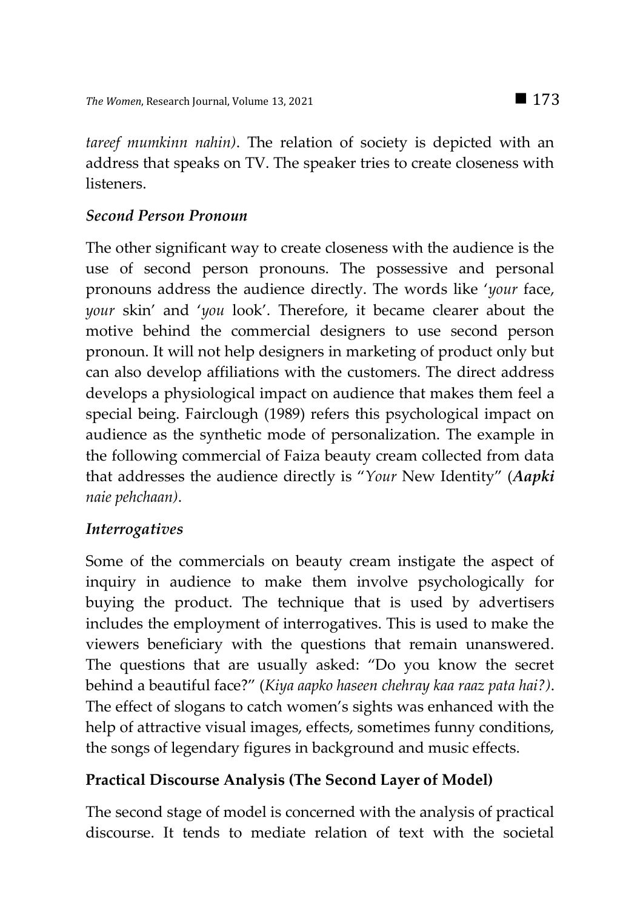*tareef mumkinn nahin)*. The relation of society is depicted with an address that speaks on TV. The speaker tries to create closeness with listeners.

### *Second Person Pronoun*

The other significant way to create closeness with the audience is the use of second person pronouns. The possessive and personal pronouns address the audience directly. The words like '*your* face, *your* skin' and '*you* look'. Therefore, it became clearer about the motive behind the commercial designers to use second person pronoun. It will not help designers in marketing of product only but can also develop affiliations with the customers. The direct address develops a physiological impact on audience that makes them feel a special being. Fairclough (1989) refers this psychological impact on audience as the synthetic mode of personalization. The example in the following commercial of Faiza beauty cream collected from data that addresses the audience directly is "*Your* New Identity" (***Aapki*** *naie pehchaan)*.

### *Interrogatives*

Some of the commercials on beauty cream instigate the aspect of inquiry in audience to make them involve psychologically for buying the product. The technique that is used by advertisers includes the employment of interrogatives. This is used to make the viewers beneficiary with the questions that remain unanswered. The questions that are usually asked: "Do you know the secret behind a beautiful face?" (*Kiya aapko haseen chehray kaa raaz pata hai?)*. The effect of slogans to catch women's sights was enhanced with the help of attractive visual images, effects, sometimes funny conditions, the songs of legendary figures in background and music effects.

### **Practical Discourse Analysis (The Second Layer of Model)**

The second stage of model is concerned with the analysis of practical discourse. It tends to mediate relation of text with the societal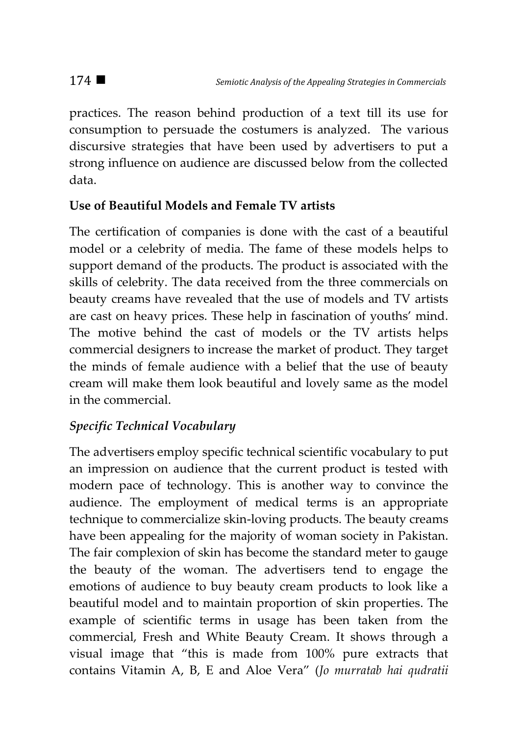practices. The reason behind production of a text till its use for consumption to persuade the costumers is analyzed. The various discursive strategies that have been used by advertisers to put a strong influence on audience are discussed below from the collected data.

### Use of Beautiful Models and Female TV artists

The certification of companies is done with the cast of a beautiful model or a celebrity of media. The fame of these models helps to support demand of the products. The product is associated with the skills of celebrity. The data received from the three commercials on beauty creams have revealed that the use of models and TV artists are cast on heavy prices. These help in fascination of youths' mind. The motive behind the cast of models or the TV artists helps commercial designers to increase the market of product. They target the minds of female audience with a belief that the use of beauty cream will make them look beautiful and lovely same as the model in the commercial.

#### *Specific Technical Vocabulary*

The advertisers employ specific technical scientific vocabulary to put an impression on audience that the current product is tested with modern pace of technology. This is another way to convince the audience. The employment of medical terms is an appropriate technique to commercialize skin-loving products. The beauty creams have been appealing for the majority of woman society in Pakistan. The fair complexion of skin has become the standard meter to gauge the beauty of the woman. The advertisers tend to engage the emotions of audience to buy beauty cream products to look like a beautiful model and to maintain proportion of skin properties. The example of scientific terms in usage has been taken from the commercial, Fresh and White Beauty Cream. It shows through a visual image that "this is made from 100% pure extracts that contains Vitamin A, B, E and Aloe Vera" (*Jo murratab hai qudratii*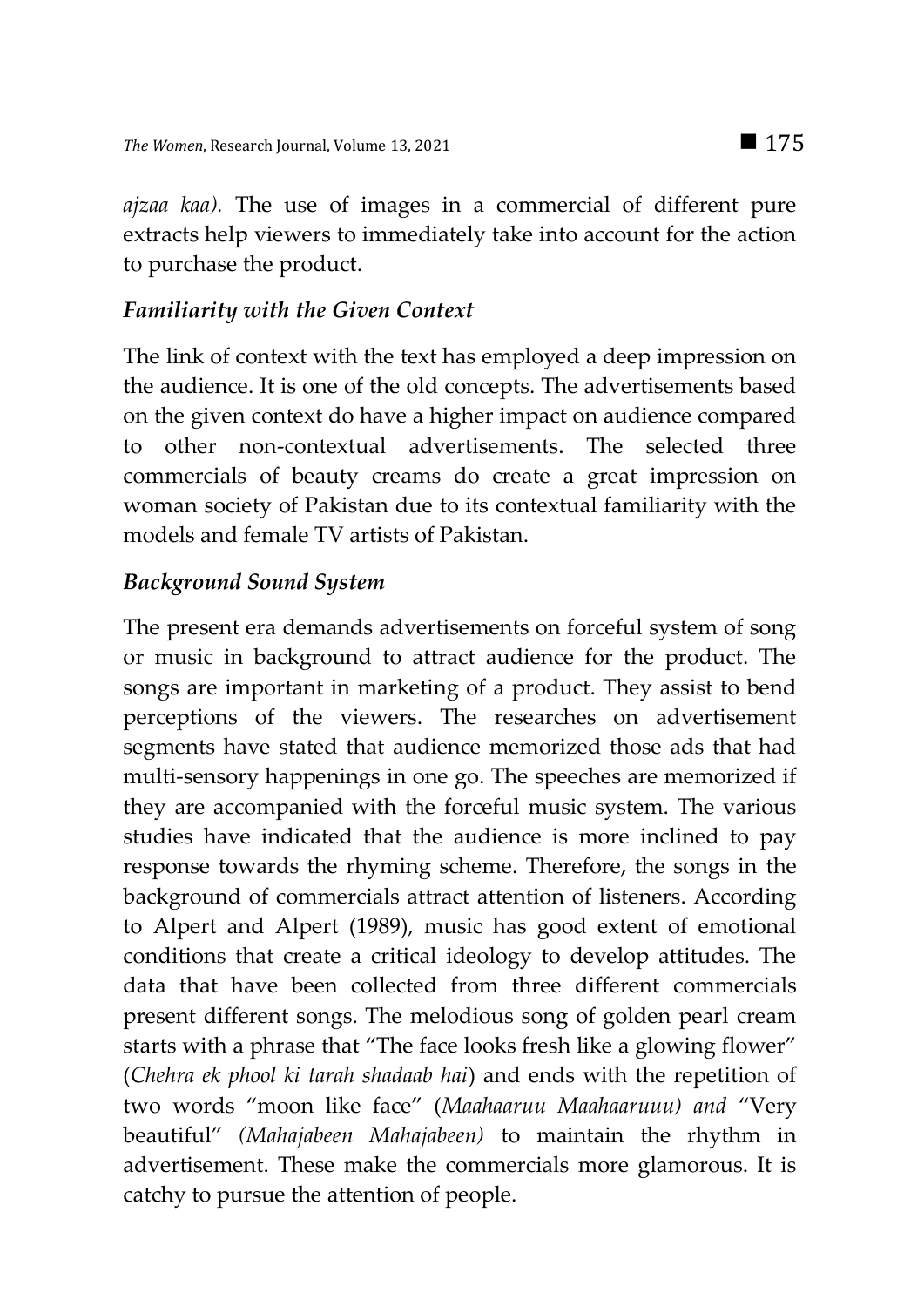*ajzaa kaa).* The use of images in a commercial of different pure extracts help viewers to immediately take into account for the action to purchase the product.

### *Familiarity with the Given Context*

The link of context with the text has employed a deep impression on the audience. It is one of the old concepts. The advertisements based on the given context do have a higher impact on audience compared to other non-contextual advertisements. The selected three commercials of beauty creams do create a great impression on woman society of Pakistan due to its contextual familiarity with the models and female TV artists of Pakistan.

### *Background Sound System*

The present era demands advertisements on forceful system of song or music in background to attract audience for the product. The songs are important in marketing of a product. They assist to bend perceptions of the viewers. The researches on advertisement segments have stated that audience memorized those ads that had multi-sensory happenings in one go. The speeches are memorized if they are accompanied with the forceful music system. The various studies have indicated that the audience is more inclined to pay response towards the rhyming scheme. Therefore, the songs in the background of commercials attract attention of listeners. According to Alpert and Alpert (1989), music has good extent of emotional conditions that create a critical ideology to develop attitudes. The data that have been collected from three different commercials present different songs. The melodious song of golden pearl cream starts with a phrase that "The face looks fresh like a glowing flower" (*Chehra ek phool ki tarah shadaab hai*) and ends with the repetition of two words "moon like face" (*Maahaaruu Maahaaruuu) and* "Very beautiful" *(Mahajabeen Mahajabeen)* to maintain the rhythm in advertisement. These make the commercials more glamorous. It is catchy to pursue the attention of people.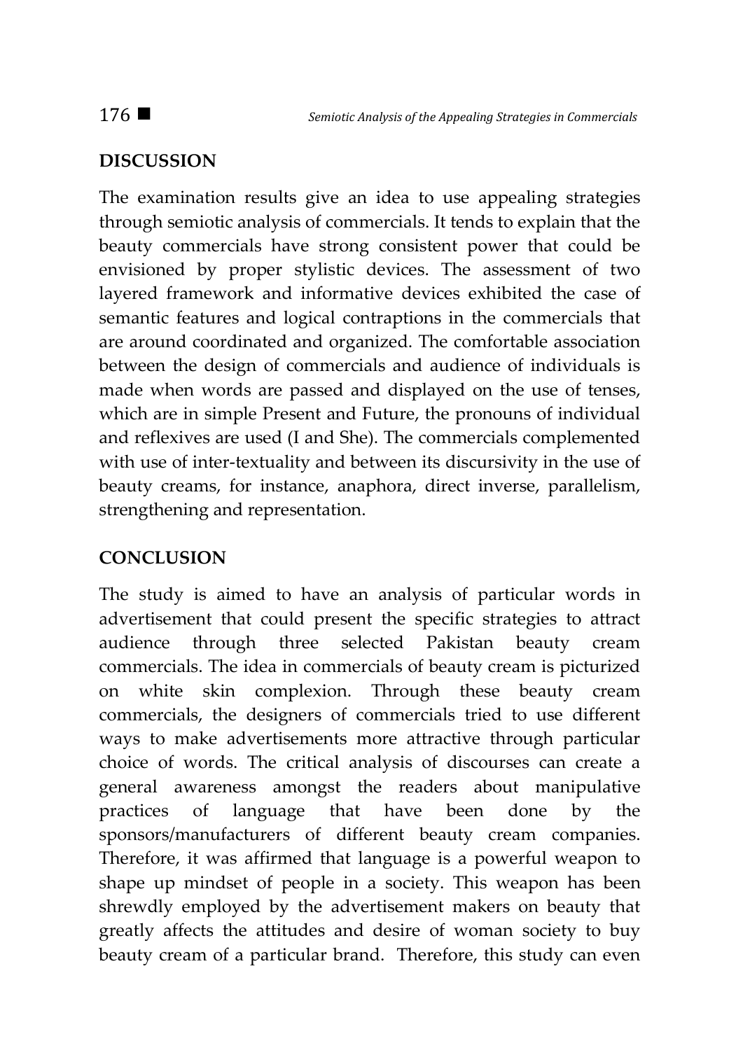## DISCUSSION

The examination results give an idea to use appealing strategies through semiotic analysis of commercials. It tends to explain that the beauty commercials have strong consistent power that could be envisioned by proper stylistic devices. The assessment of two layered framework and informative devices exhibited the case of semantic features and logical contraptions in the commercials that are around coordinated and organized. The comfortable association between the design of commercials and audience of individuals is made when words are passed and displayed on the use of tenses, which are in simple Present and Future, the pronouns of individual and reflexives are used (I and She). The commercials complemented with use of inter-textuality and between its discursivity in the use of beauty creams, for instance, anaphora, direct inverse, parallelism, strengthening and representation.

## CONCLUSION

The study is aimed to have an analysis of particular words in advertisement that could present the specific strategies to attract audience through three selected Pakistan beauty cream commercials. The idea in commercials of beauty cream is picturized on white skin complexion. Through these beauty cream commercials, the designers of commercials tried to use different ways to make advertisements more attractive through particular choice of words. The critical analysis of discourses can create a general awareness amongst the readers about manipulative practices of language that have been done by the sponsors/manufacturers of different beauty cream companies. Therefore, it was affirmed that language is a powerful weapon to shape up mindset of people in a society. This weapon has been shrewdly employed by the advertisement makers on beauty that greatly affects the attitudes and desire of woman society to buy beauty cream of a particular brand. Therefore, this study can even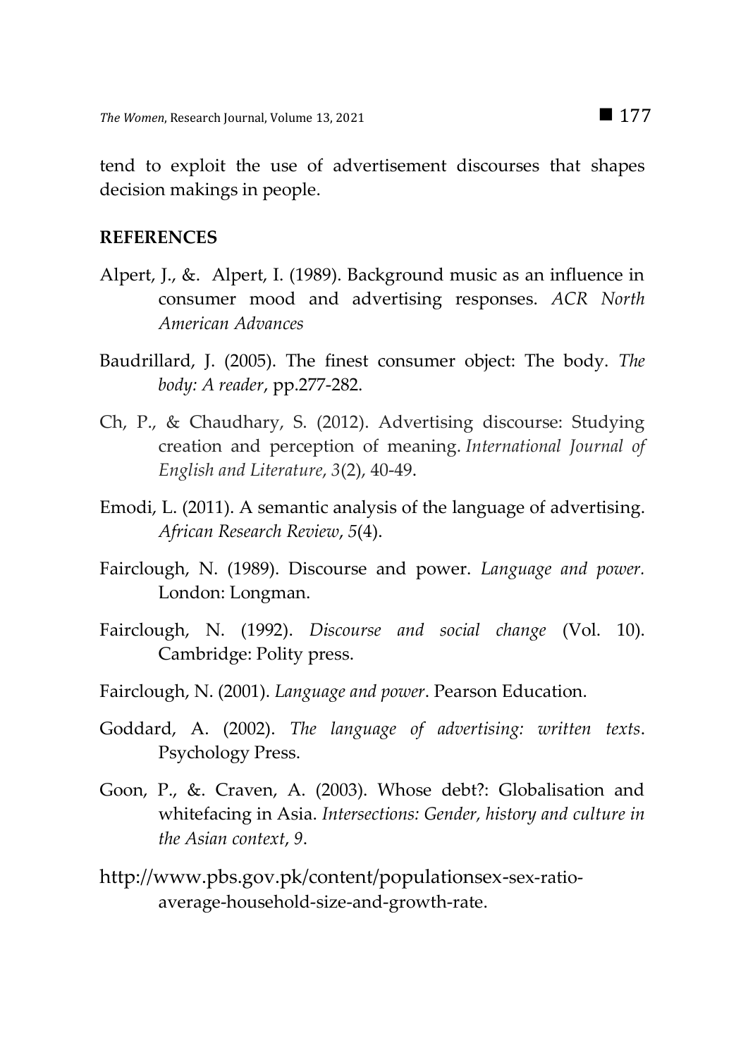tend to exploit the use of advertisement discourses that shapes decision makings in people.

**REFERENCES**

Alpert, J., &. Alpert, I. (1989). Background music as an influence in consumer mood and advertising responses. *ACR North American Advances*

Baudrillard, J. (2005). The finest consumer object: The body. *The body: A reader*, pp.277-282.

Ch, P., & Chaudhary, S. (2012). Advertising discourse: Studying creation and perception of meaning. *International Journal of English and Literature*, *3*(2), 40-49.

Emodi, L. (2011). A semantic analysis of the language of advertising. *African Research Review*, *5*(4).

Fairclough, N. (1989). Discourse and power. *Language and power.* London: Longman.

Fairclough, N. (1992). *Discourse and social change* (Vol. 10). Cambridge: Polity press.

Fairclough, N. (2001). *Language and power*. Pearson Education.

Goddard, A. (2002). *The language of advertising: written texts*. Psychology Press.

Goon, P., &. Craven, A. (2003). Whose debt?: Globalisation and whitefacing in Asia. *Intersections: Gender, history and culture in the Asian context*, *9*.

http://www.pbs.gov.pk/content/populationsex-sex-ratio-average-household-size-and-growth-rate.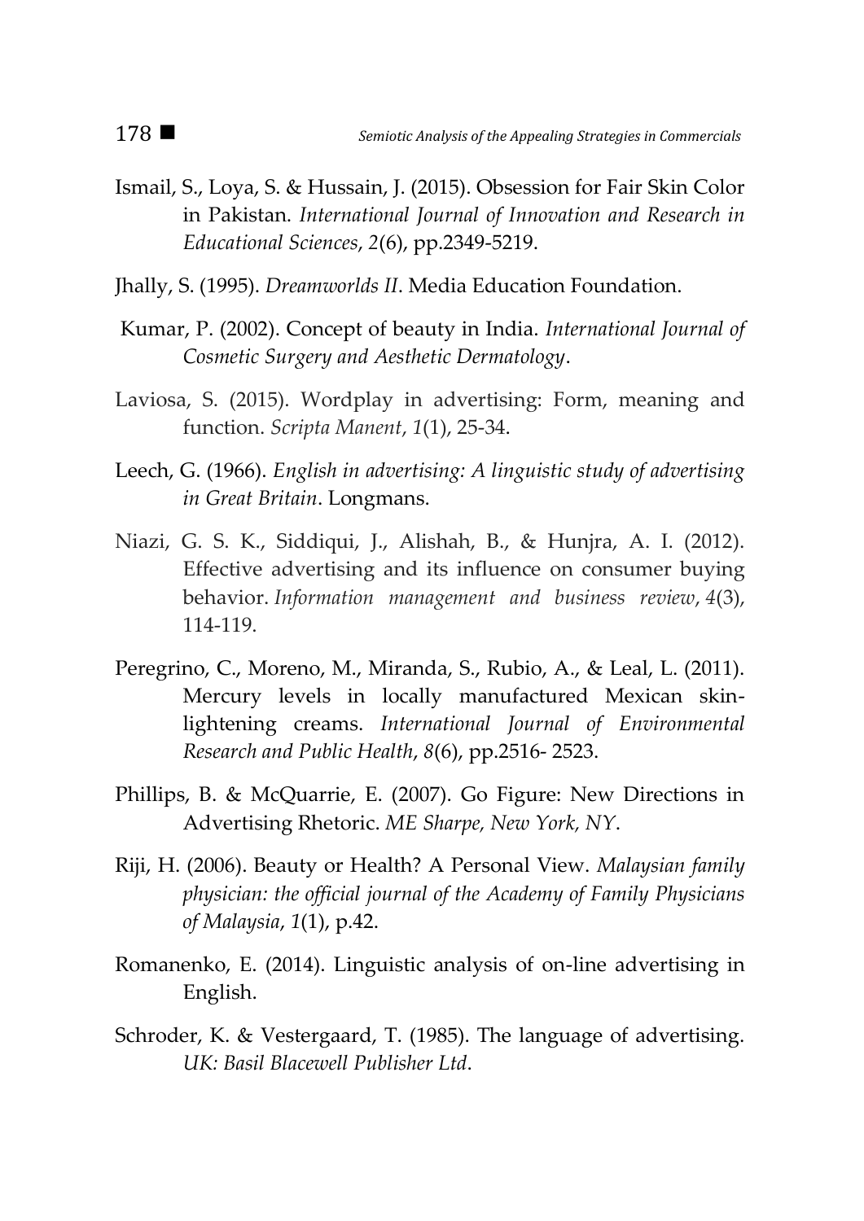Ismail, S., Loya, S. & Hussain, J. (2015). Obsession for Fair Skin Color in Pakistan. *International Journal of Innovation and Research in Educational Sciences*, *2*(6), pp.2349-5219.

Jhally, S. (1995). *Dreamworlds II*. Media Education Foundation.

Kumar, P. (2002). Concept of beauty in India. *International Journal of Cosmetic Surgery and Aesthetic Dermatology*.

Laviosa, S. (2015). Wordplay in advertising: Form, meaning and function. *Scripta Manent*, *1*(1), 25-34.

Leech, G. (1966). *English in advertising: A linguistic study of advertising in Great Britain*. Longmans.

Niazi, G. S. K., Siddiqui, J., Alishah, B., & Hunjra, A. I. (2012). Effective advertising and its influence on consumer buying behavior. *Information management and business review*, *4*(3), 114-119.

Peregrino, C., Moreno, M., Miranda, S., Rubio, A., & Leal, L. (2011). Mercury levels in locally manufactured Mexican skin-lightening creams. *International Journal of Environmental Research and Public Health*, *8*(6), pp.2516- 2523.

Phillips, B. & McQuarrie, E. (2007). Go Figure: New Directions in Advertising Rhetoric. *ME Sharpe, New York, NY*.

Riji, H. (2006). Beauty or Health? A Personal View. *Malaysian family physician: the official journal of the Academy of Family Physicians of Malaysia*, *1*(1), p.42.

Romanenko, E. (2014). Linguistic analysis of on-line advertising in English.

Schroder, K. & Vestergaard, T. (1985). The language of advertising. *UK: Basil Blacewell Publisher Ltd*.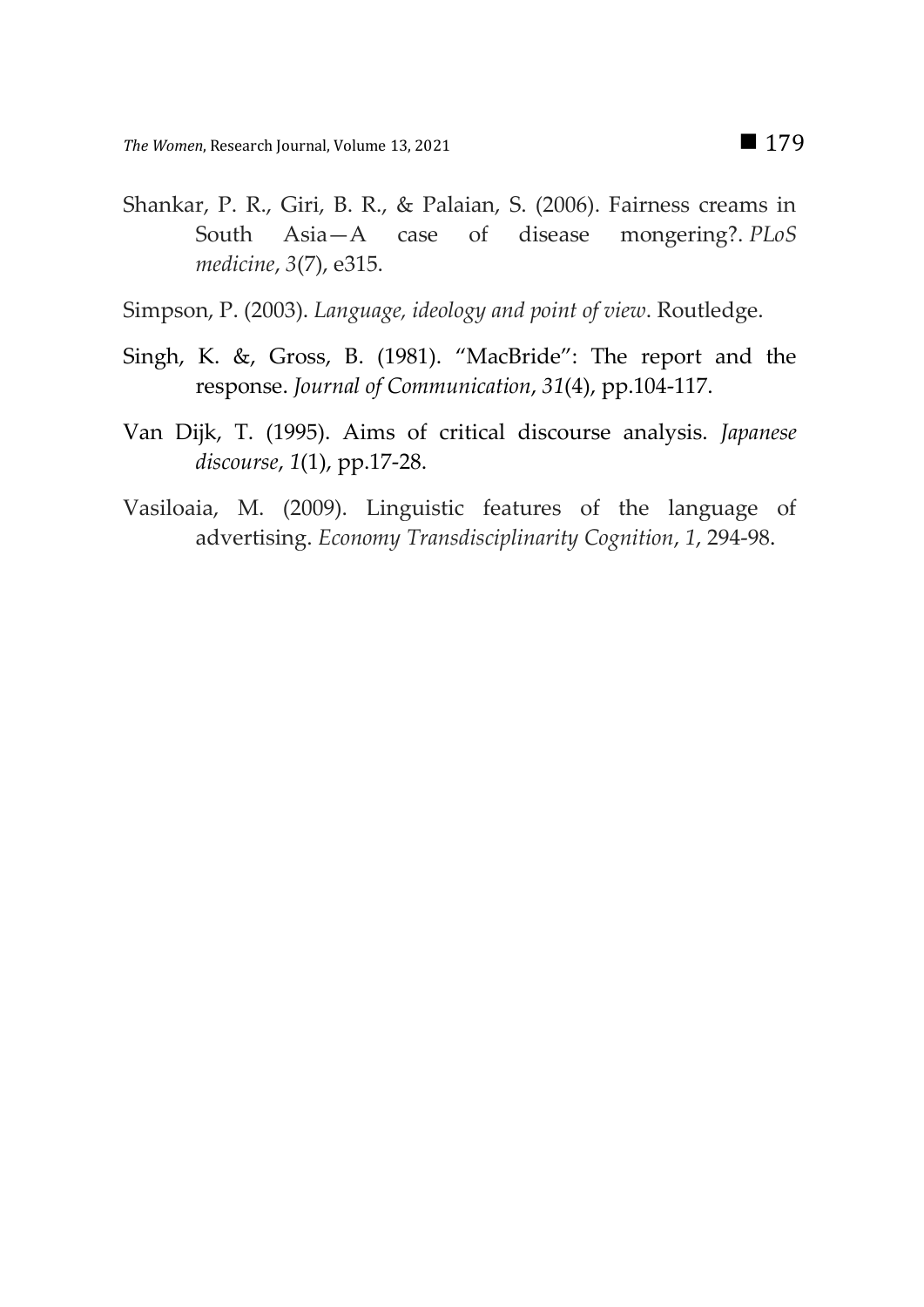Shankar, P. R., Giri, B. R., & Palaian, S. (2006). Fairness creams in South Asia—A case of disease mongering?. *PLoS medicine*, *3*(7), e315.

Simpson, P. (2003). *Language, ideology and point of view*. Routledge.

Singh, K. &, Gross, B. (1981). "MacBride": The report and the response. *Journal of Communication*, *31*(4), pp.104-117.

Van Dijk, T. (1995). Aims of critical discourse analysis. *Japanese discourse*, *1*(1), pp.17-28.

Vasiloaia, M. (2009). Linguistic features of the language of advertising. *Economy Transdisciplinarity Cognition*, *1*, 294-98.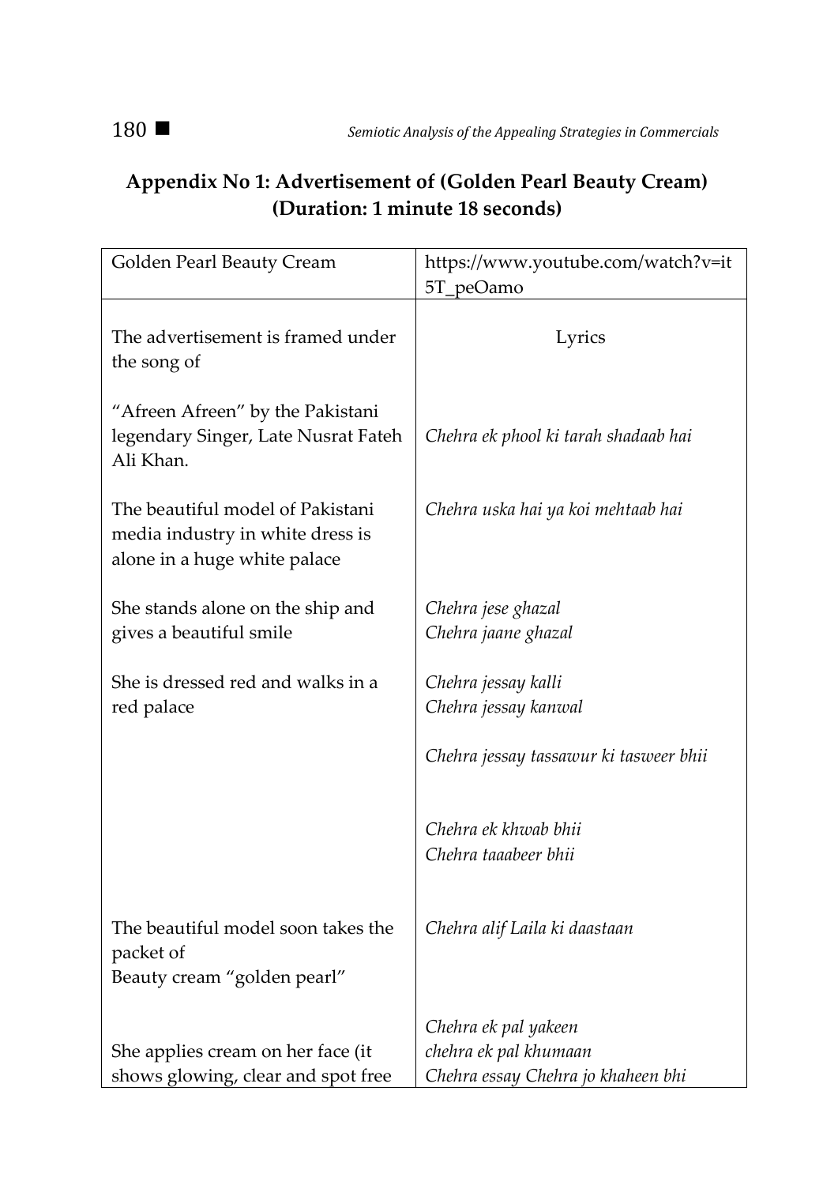## Appendix No 1: Advertisement of (Golden Pearl Beauty Cream) (Duration: 1 minute 18 seconds)

| Golden Pearl Beauty Cream | https://www.youtube.com/watch?v=it5T_peOamo |
|---|---|
| The advertisement is framed under the song of | Lyrics |
| "Afreen Afreen" by the Pakistani legendary Singer, Late Nusrat Fateh Ali Khan. | *Chehra ek phool ki tarah shadaab hai* |
| The beautiful model of Pakistani media industry in white dress is alone in a huge white palace | *Chehra uska hai ya koi mehtaab hai* |
| She stands alone on the ship and gives a beautiful smile | *Chehra jese ghazal*<br>*Chehra jaane ghazal* |
| She is dressed red and walks in a red palace | *Chehra jessay kalli*<br>*Chehra jessay kanwal* |
| | *Chehra jessay tassawur ki tasweer bhii* |
| | *Chehra ek khwab bhii*<br>*Chehra taaabeer bhii* |
| The beautiful model soon takes the packet of<br>Beauty cream "golden pearl" | *Chehra alif Laila ki daastaan* |
| She applies cream on her face (it shows glowing, clear and spot free | *Chehra ek pal yakeen*<br>*chehra ek pal khumaan*<br>*Chehra essay Chehra jo khaheen bhi* |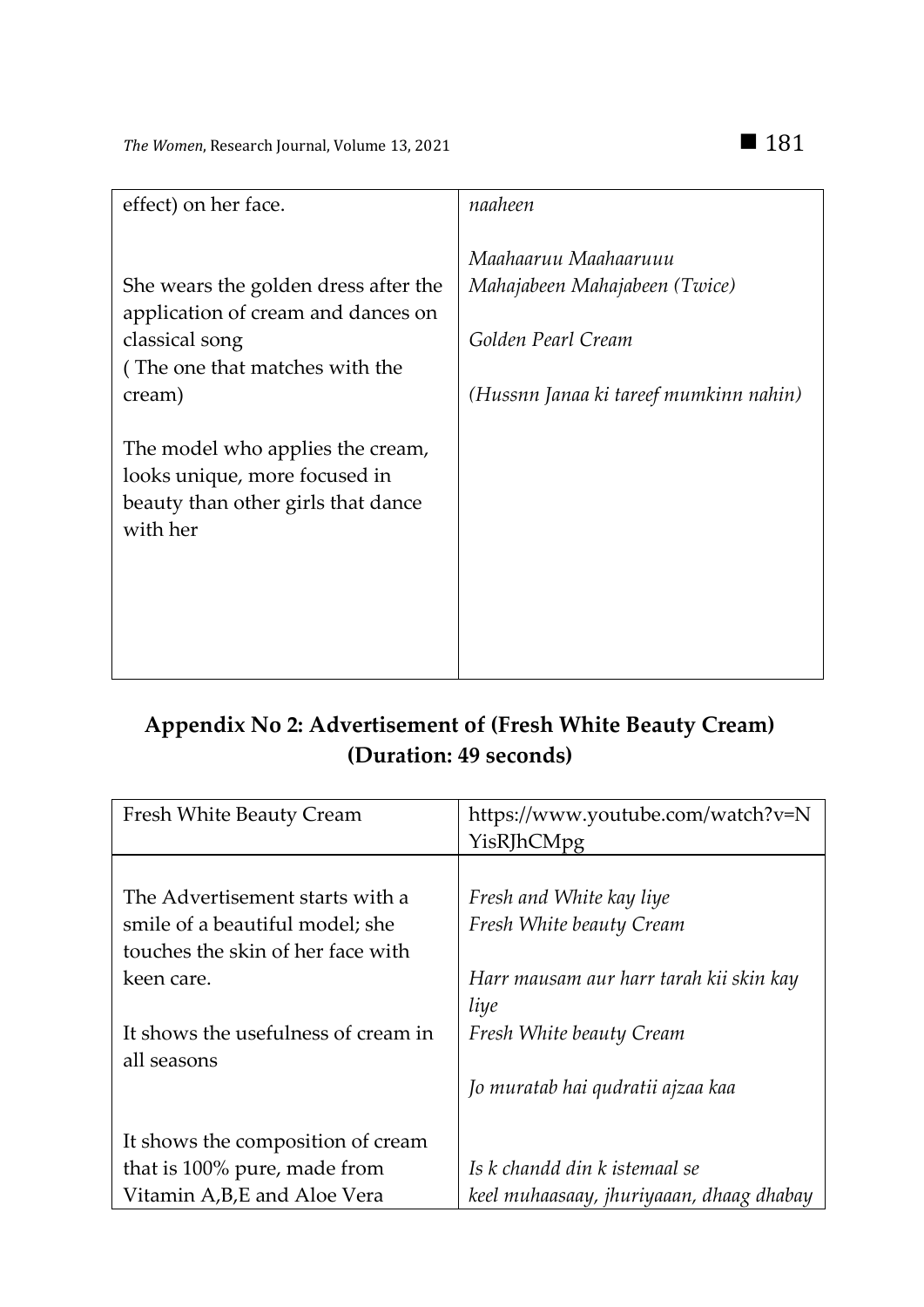| | |
|---|---|
| effect) on her face.<br><br>She wears the golden dress after the application of cream and dances on classical song<br>( The one that matches with the cream)<br><br>The model who applies the cream, looks unique, more focused in beauty than other girls that dance with her | *naaheen*<br><br>*Maahaaruu Maahaaruuu*<br>*Mahajabeen Mahajabeen (Twice)*<br><br>*Golden Pearl Cream*<br><br>*(Hussnn Janaa ki tareef mumkinn nahin)* |

## Appendix No 2: Advertisement of (Fresh White Beauty Cream) (Duration: 49 seconds)

| Fresh White Beauty Cream | https://www.youtube.com/watch?v=NYisRJhCMpg |
|---|---|
| The Advertisement starts with a smile of a beautiful model; she touches the skin of her face with keen care.<br><br>It shows the usefulness of cream in all seasons<br><br>It shows the composition of cream that is 100% pure, made from Vitamin A,B,E and Aloe Vera | *Fresh and White kay liye*<br>*Fresh White beauty Cream*<br><br>*Harr mausam aur harr tarah kii skin kay liye*<br>*Fresh White beauty Cream*<br><br>*Jo muratab hai qudratii ajzaa kaa*<br><br>*Is k chandd din k istemaal se*<br>*keel muhaasaay, jhuriyaaan, dhaag dhabay* |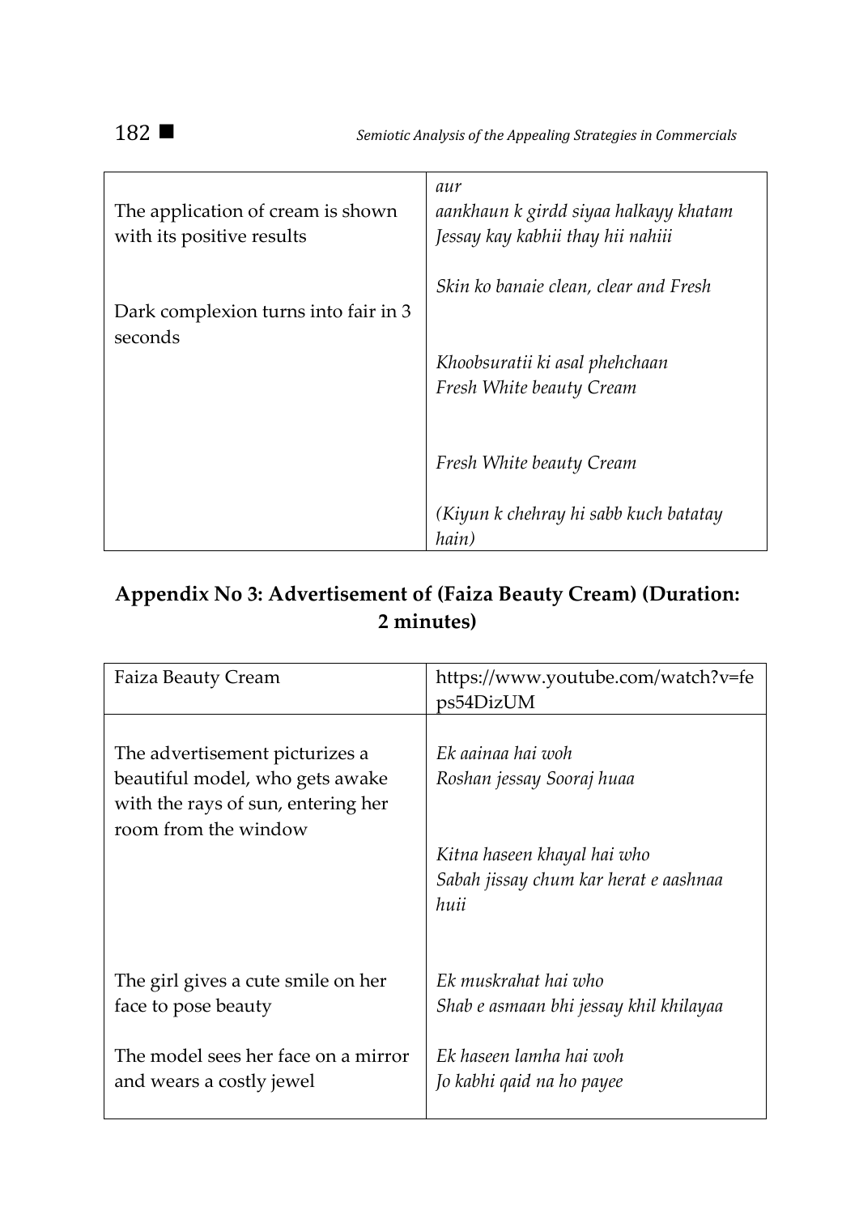| | |
|---|---|
| The application of cream is shown with its positive results<br><br>Dark complexion turns into fair in 3 seconds | *aur*<br>*aankhaun k girdd siyaa halkayy khatam*<br>*Jessay kay kabhii thay hii nahiii*<br><br>*Skin ko banaie clean, clear and Fresh*<br><br>*Khoobsuratii ki asal phehchaan*<br>*Fresh White beauty Cream*<br><br>*Fresh White beauty Cream*<br><br>*(Kiyun k chehray hi sabb kuch batatay hain)* |

## Appendix No 3: Advertisement of (Faiza Beauty Cream) (Duration: 2 minutes)

| Faiza Beauty Cream | https://www.youtube.com/watch?v=feps54DizUM |
|---|---|
| The advertisement picturizes a beautiful model, who gets awake with the rays of sun, entering her room from the window | *Ek aainaa hai woh*<br>*Roshan jessay Sooraj huaa*<br><br>*Kitna haseen khayal hai who*<br>*Sabah jissay chum kar herat e aashnaa huii* |
| The girl gives a cute smile on her face to pose beauty<br><br>The model sees her face on a mirror and wears a costly jewel | *Ek muskrahat hai who*<br>*Shab e asmaan bhi jessay khil khilayaa*<br><br>*Ek haseen lamha hai woh*<br>*Jo kabhi qaid na ho payee* |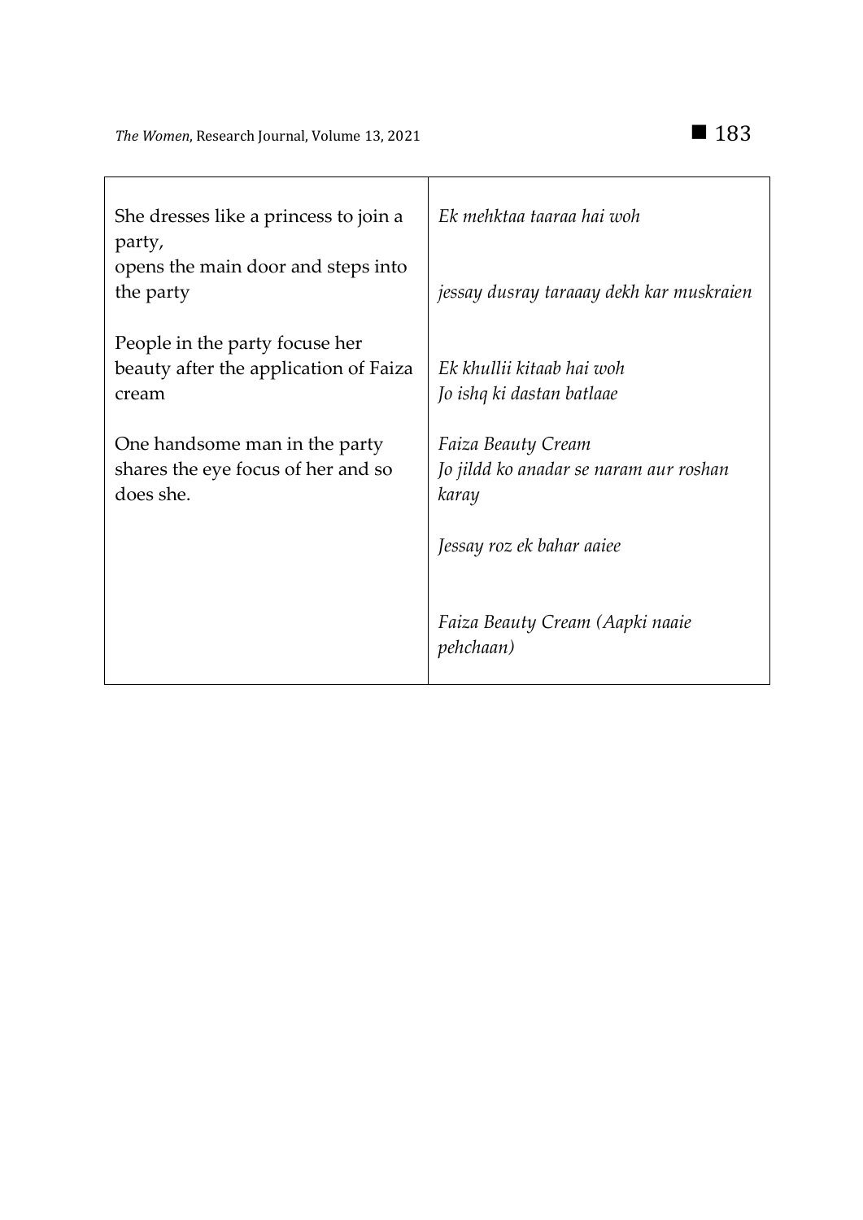| | |
|---|---|
| She dresses like a princess to join a party,<br>opens the main door and steps into the party | *Ek mehktaa taaraa hai woh*<br><br>*jessay dusray taraaay dekh kar muskraien* |
| People in the party focuse her beauty after the application of Faiza cream | *Ek khullii kitaab hai woh*<br>*Jo ishq ki dastan batlaae* |
| One handsome man in the party shares the eye focus of her and so does she. | *Faiza Beauty Cream*<br>*Jo jildd ko anadar se naram aur roshan karay*<br><br>*Jessay roz ek bahar aaiee*<br><br>*Faiza Beauty Cream (Aapki naaie pehchaan)* |